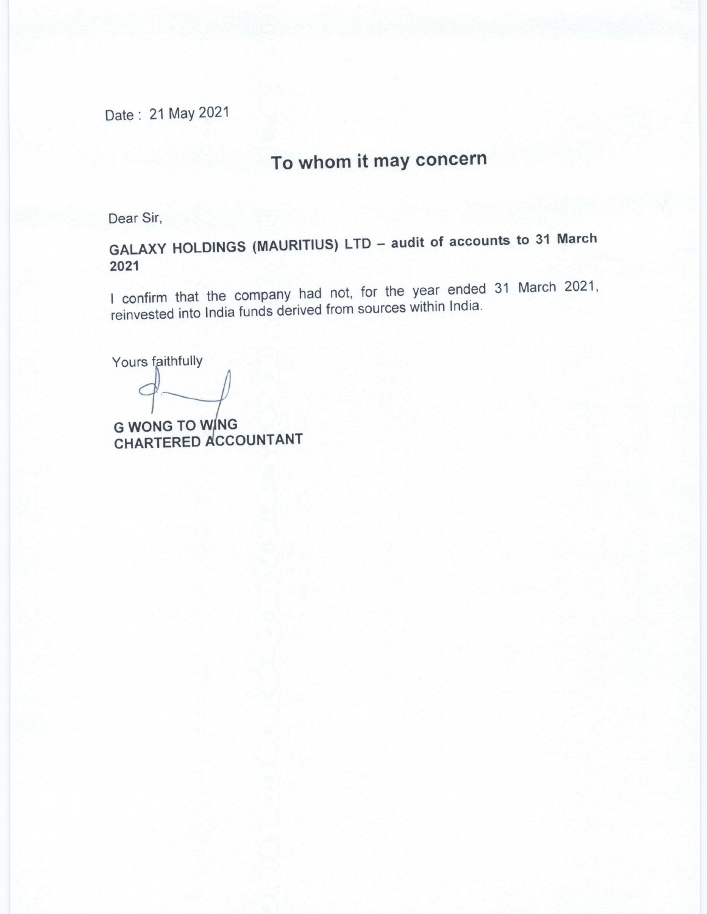Date : 21 May 2021

## To whom it may concern

Dear Sir,

**GALAXY HOLDINGS (MAURITIUS) LTD – audit of accounts to 31 March 2021**

I confirm that the company had not, for the year ended 31 March 2021, reinvested into India funds derived from sources within India.

Yours faithfully

**G WONG TO WING**
**CHARTERED ACCOUNTANT**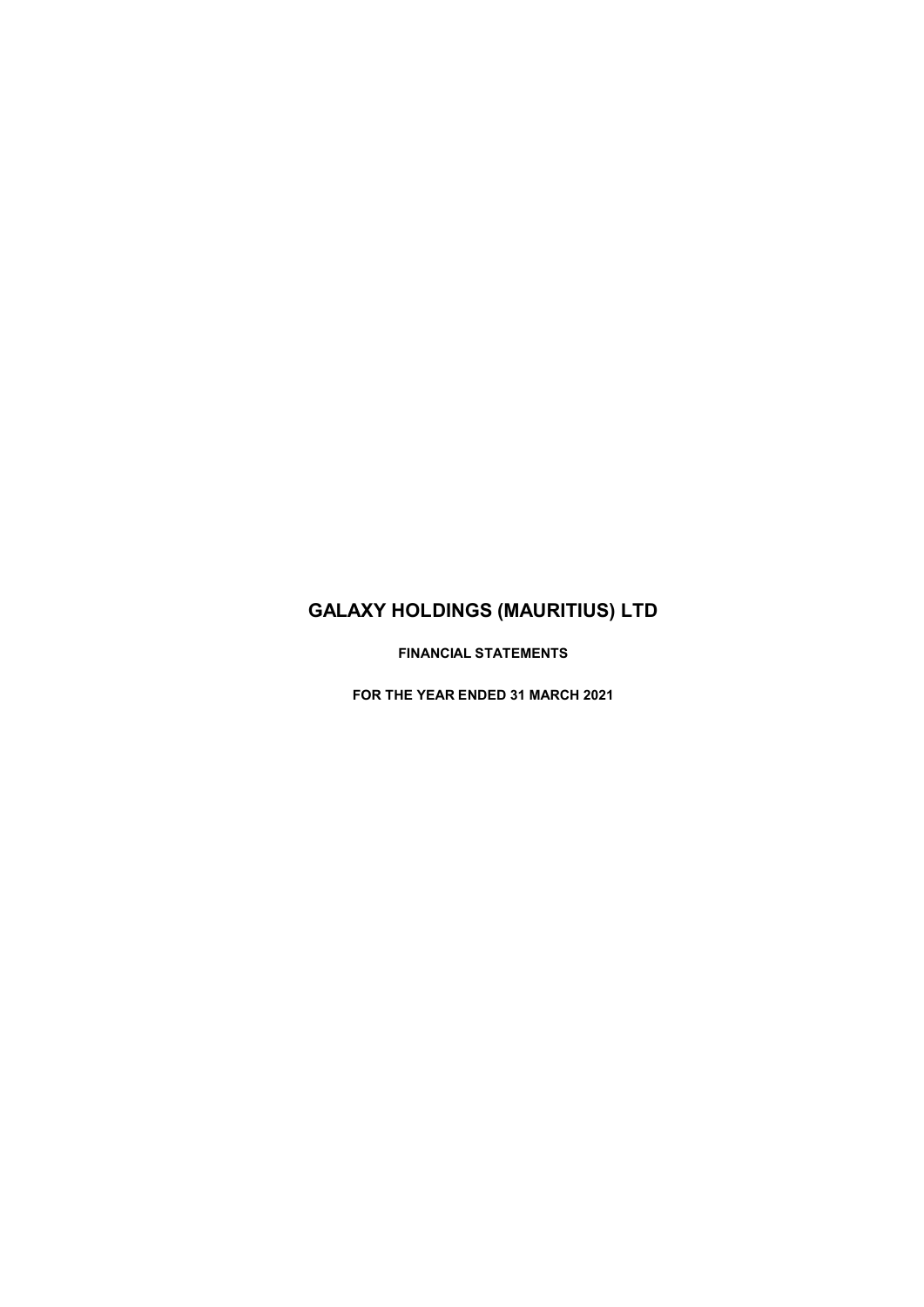# GALAXY HOLDINGS (MAURITIUS) LTD

**FINANCIAL STATEMENTS**

**FOR THE YEAR ENDED 31 MARCH 2021**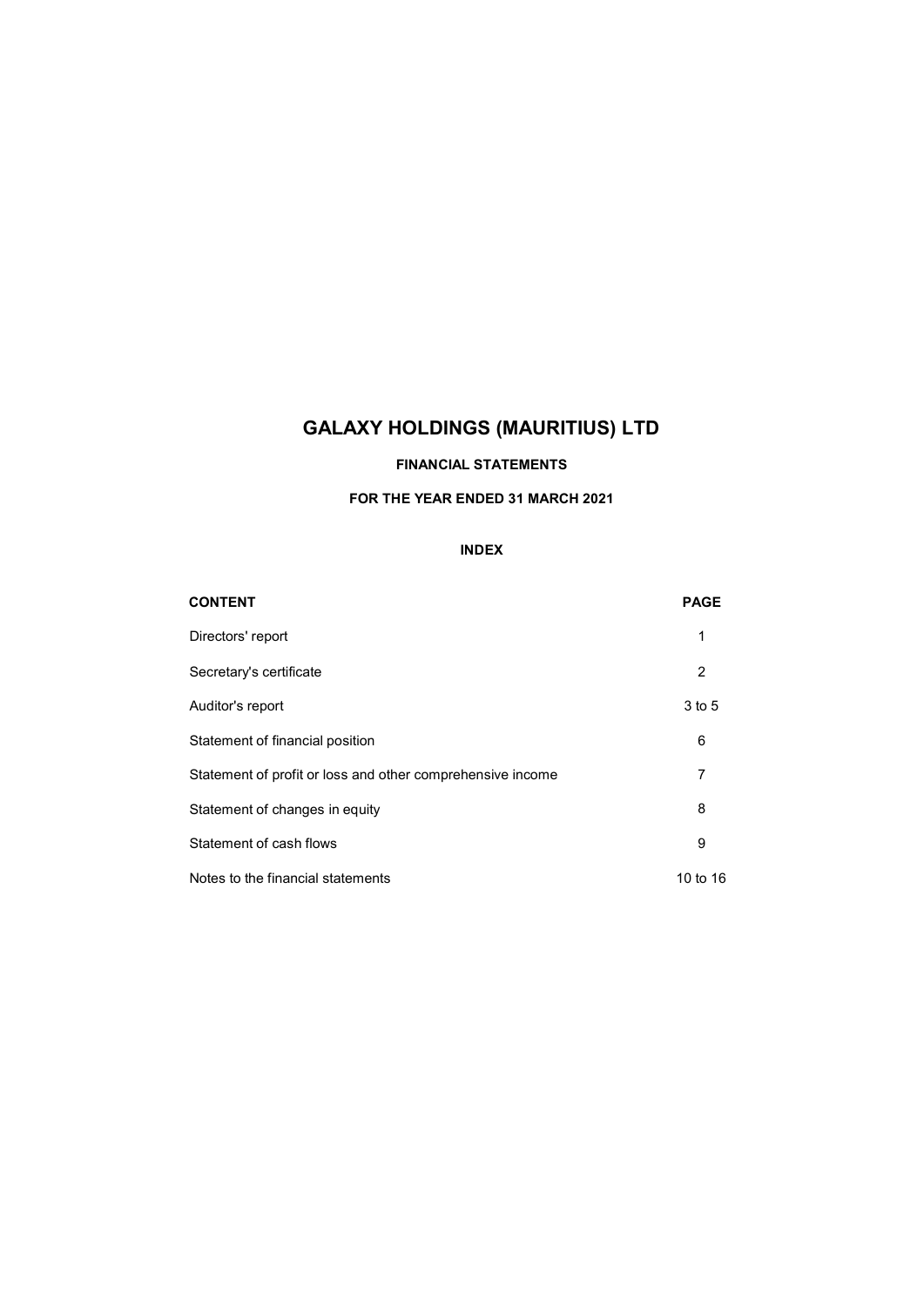# GALAXY HOLDINGS (MAURITIUS) LTD

**FINANCIAL STATEMENTS**

**FOR THE YEAR ENDED 31 MARCH 2021**

**INDEX**

| CONTENT | PAGE |
|---|---|
| Directors' report | 1 |
| Secretary's certificate | 2 |
| Auditor's report | 3 to 5 |
| Statement of financial position | 6 |
| Statement of profit or loss and other comprehensive income | 7 |
| Statement of changes in equity | 8 |
| Statement of cash flows | 9 |
| Notes to the financial statements | 10 to 16 |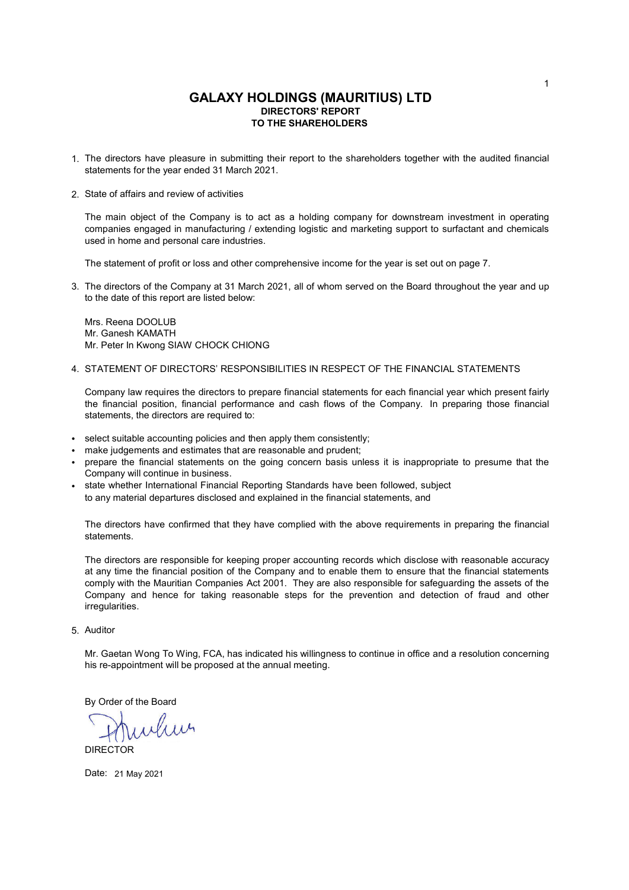# GALAXY HOLDINGS (MAURITIUS) LTD

## DIRECTORS' REPORT
## TO THE SHAREHOLDERS

1. The directors have pleasure in submitting their report to the shareholders together with the audited financial statements for the year ended 31 March 2021.

2. State of affairs and review of activities

   The main object of the Company is to act as a holding company for downstream investment in operating companies engaged in manufacturing / extending logistic and marketing support to surfactant and chemicals used in home and personal care industries.

   The statement of profit or loss and other comprehensive income for the year is set out on page 7.

3. The directors of the Company at 31 March 2021, all of whom served on the Board throughout the year and up to the date of this report are listed below:

   Mrs. Reena DOOLUB
   Mr. Ganesh KAMATH
   Mr. Peter In Kwong SIAW CHOCK CHIONG

4. STATEMENT OF DIRECTORS' RESPONSIBILITIES IN RESPECT OF THE FINANCIAL STATEMENTS

   Company law requires the directors to prepare financial statements for each financial year which present fairly the financial position, financial performance and cash flows of the Company. In preparing those financial statements, the directors are required to:

- select suitable accounting policies and then apply them consistently;
- make judgements and estimates that are reasonable and prudent;
- prepare the financial statements on the going concern basis unless it is inappropriate to presume that the Company will continue in business.
- state whether International Financial Reporting Standards have been followed, subject to any material departures disclosed and explained in the financial statements, and

   The directors have confirmed that they have complied with the above requirements in preparing the financial statements.

   The directors are responsible for keeping proper accounting records which disclose with reasonable accuracy at any time the financial position of the Company and to enable them to ensure that the financial statements comply with the Mauritian Companies Act 2001. They are also responsible for safeguarding the assets of the Company and hence for taking reasonable steps for the prevention and detection of fraud and other irregularities.

5. Auditor

   Mr. Gaetan Wong To Wing, FCA, has indicated his willingness to continue in office and a resolution concerning his re-appointment will be proposed at the annual meeting.

By Order of the Board

DIRECTOR

Date: 21 May 2021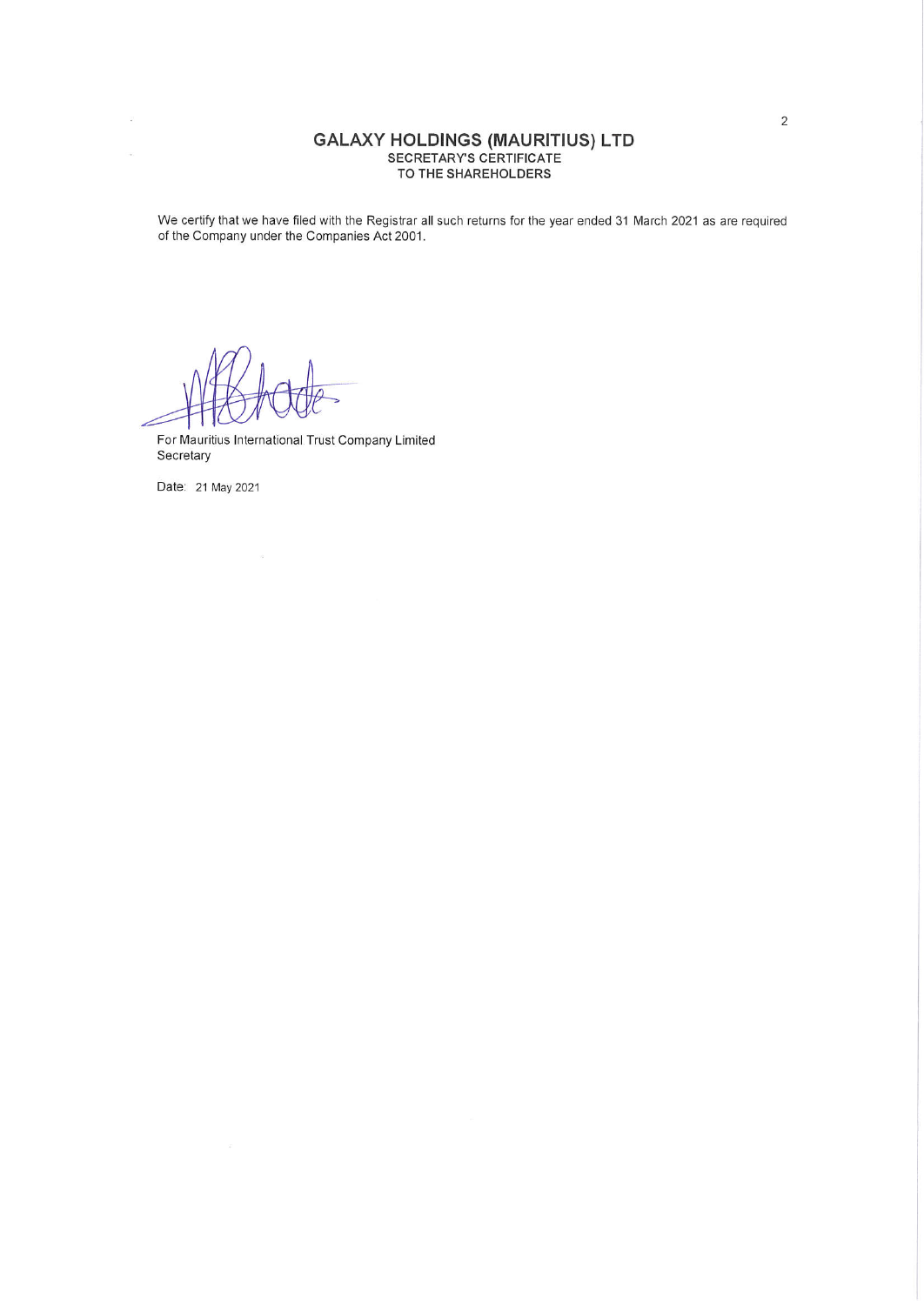# GALAXY HOLDINGS (MAURITIUS) LTD

## SECRETARY'S CERTIFICATE
## TO THE SHAREHOLDERS

We certify that we have filed with the Registrar all such returns for the year ended 31 March 2021 as are required of the Company under the Companies Act 2001.

For Mauritius International Trust Company Limited
Secretary

Date: 21 May 2021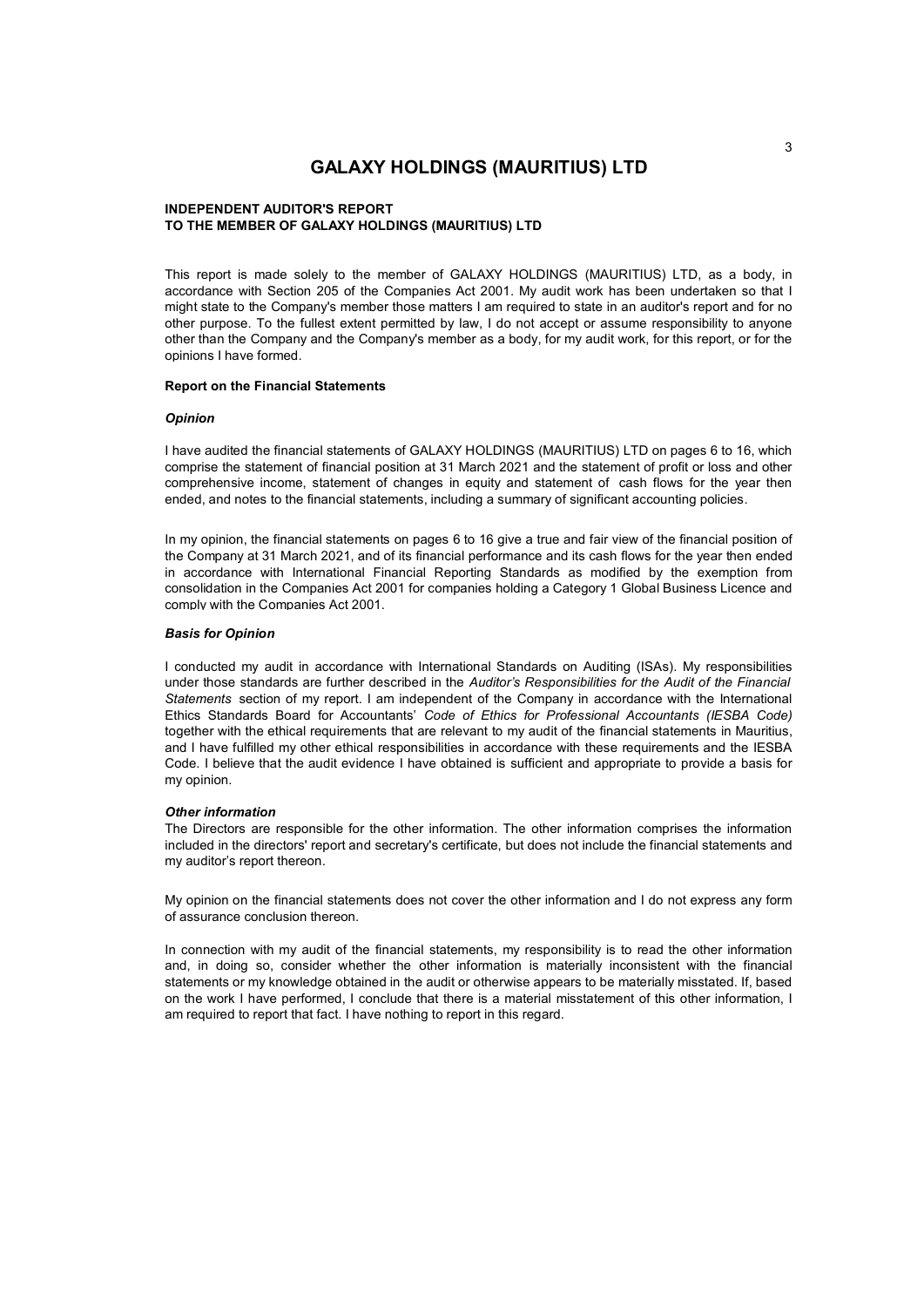# GALAXY HOLDINGS (MAURITIUS) LTD

**INDEPENDENT AUDITOR'S REPORT**
**TO THE MEMBER OF GALAXY HOLDINGS (MAURITIUS) LTD**

This report is made solely to the member of GALAXY HOLDINGS (MAURITIUS) LTD, as a body, in accordance with Section 205 of the Companies Act 2001. My audit work has been undertaken so that I might state to the Company's member those matters I am required to state in an auditor's report and for no other purpose. To the fullest extent permitted by law, I do not accept or assume responsibility to anyone other than the Company and the Company's member as a body, for my audit work, for this report, or for the opinions I have formed.

**Report on the Financial Statements**

***Opinion***

I have audited the financial statements of GALAXY HOLDINGS (MAURITIUS) LTD on pages 6 to 16, which comprise the statement of financial position at 31 March 2021 and the statement of profit or loss and other comprehensive income, statement of changes in equity and statement of cash flows for the year then ended, and notes to the financial statements, including a summary of significant accounting policies.

In my opinion, the financial statements on pages 6 to 16 give a true and fair view of the financial position of the Company at 31 March 2021, and of its financial performance and its cash flows for the year then ended in accordance with International Financial Reporting Standards as modified by the exemption from consolidation in the Companies Act 2001 for companies holding a Category 1 Global Business Licence and comply with the Companies Act 2001.

***Basis for Opinion***

I conducted my audit in accordance with International Standards on Auditing (ISAs). My responsibilities under those standards are further described in the *Auditor's Responsibilities for the Audit of the Financial Statements* section of my report. I am independent of the Company in accordance with the International Ethics Standards Board for Accountants' *Code of Ethics for Professional Accountants (IESBA Code)* together with the ethical requirements that are relevant to my audit of the financial statements in Mauritius, and I have fulfilled my other ethical responsibilities in accordance with these requirements and the IESBA Code. I believe that the audit evidence I have obtained is sufficient and appropriate to provide a basis for my opinion.

***Other information***

The Directors are responsible for the other information. The other information comprises the information included in the directors' report and secretary's certificate, but does not include the financial statements and my auditor's report thereon.

My opinion on the financial statements does not cover the other information and I do not express any form of assurance conclusion thereon.

In connection with my audit of the financial statements, my responsibility is to read the other information and, in doing so, consider whether the other information is materially inconsistent with the financial statements or my knowledge obtained in the audit or otherwise appears to be materially misstated. If, based on the work I have performed, I conclude that there is a material misstatement of this other information, I am required to report that fact. I have nothing to report in this regard.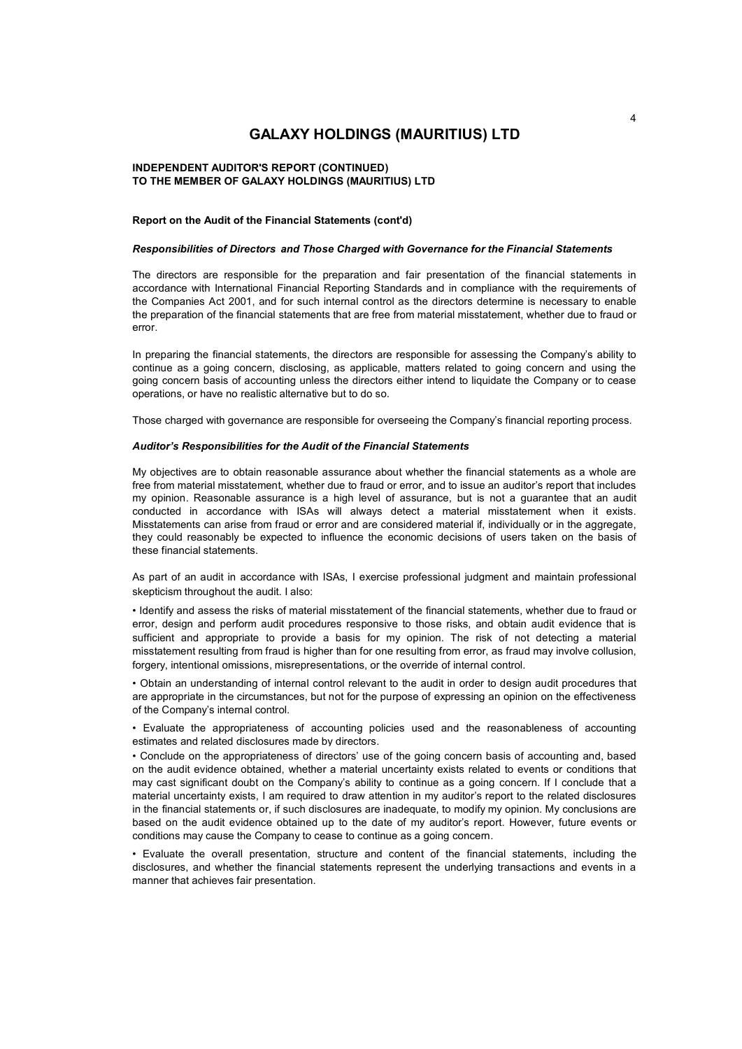# GALAXY HOLDINGS (MAURITIUS) LTD

**INDEPENDENT AUDITOR'S REPORT (CONTINUED)**
**TO THE MEMBER OF GALAXY HOLDINGS (MAURITIUS) LTD**

**Report on the Audit of the Financial Statements (cont'd)**

***Responsibilities of Directors and Those Charged with Governance for the Financial Statements***

The directors are responsible for the preparation and fair presentation of the financial statements in accordance with International Financial Reporting Standards and in compliance with the requirements of the Companies Act 2001, and for such internal control as the directors determine is necessary to enable the preparation of the financial statements that are free from material misstatement, whether due to fraud or error.

In preparing the financial statements, the directors are responsible for assessing the Company's ability to continue as a going concern, disclosing, as applicable, matters related to going concern and using the going concern basis of accounting unless the directors either intend to liquidate the Company or to cease operations, or have no realistic alternative but to do so.

Those charged with governance are responsible for overseeing the Company's financial reporting process.

***Auditor's Responsibilities for the Audit of the Financial Statements***

My objectives are to obtain reasonable assurance about whether the financial statements as a whole are free from material misstatement, whether due to fraud or error, and to issue an auditor's report that includes my opinion. Reasonable assurance is a high level of assurance, but is not a guarantee that an audit conducted in accordance with ISAs will always detect a material misstatement when it exists. Misstatements can arise from fraud or error and are considered material if, individually or in the aggregate, they could reasonably be expected to influence the economic decisions of users taken on the basis of these financial statements.

As part of an audit in accordance with ISAs, I exercise professional judgment and maintain professional skepticism throughout the audit. I also:

- Identify and assess the risks of material misstatement of the financial statements, whether due to fraud or error, design and perform audit procedures responsive to those risks, and obtain audit evidence that is sufficient and appropriate to provide a basis for my opinion. The risk of not detecting a material misstatement resulting from fraud is higher than for one resulting from error, as fraud may involve collusion, forgery, intentional omissions, misrepresentations, or the override of internal control.
- Obtain an understanding of internal control relevant to the audit in order to design audit procedures that are appropriate in the circumstances, but not for the purpose of expressing an opinion on the effectiveness of the Company's internal control.
- Evaluate the appropriateness of accounting policies used and the reasonableness of accounting estimates and related disclosures made by directors.
- Conclude on the appropriateness of directors' use of the going concern basis of accounting and, based on the audit evidence obtained, whether a material uncertainty exists related to events or conditions that may cast significant doubt on the Company's ability to continue as a going concern. If I conclude that a material uncertainty exists, I am required to draw attention in my auditor's report to the related disclosures in the financial statements or, if such disclosures are inadequate, to modify my opinion. My conclusions are based on the audit evidence obtained up to the date of my auditor's report. However, future events or conditions may cause the Company to cease to continue as a going concern.
- Evaluate the overall presentation, structure and content of the financial statements, including the disclosures, and whether the financial statements represent the underlying transactions and events in a manner that achieves fair presentation.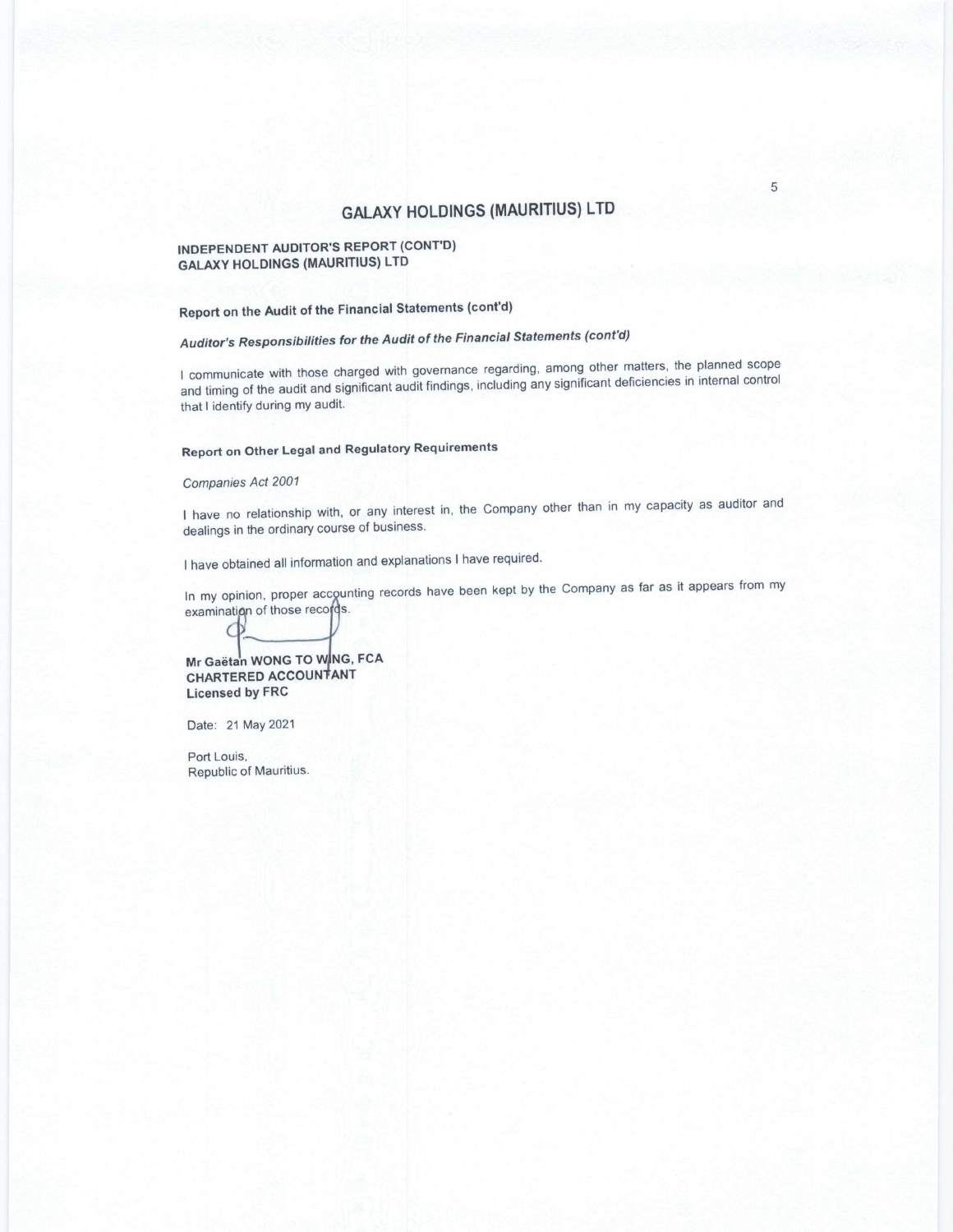# GALAXY HOLDINGS (MAURITIUS) LTD

**INDEPENDENT AUDITOR'S REPORT (CONT'D)**
**GALAXY HOLDINGS (MAURITIUS) LTD**

## Report on the Audit of the Financial Statements (cont'd)

### *Auditor's Responsibilities for the Audit of the Financial Statements (cont'd)*

I communicate with those charged with governance regarding, among other matters, the planned scope and timing of the audit and significant audit findings, including any significant deficiencies in internal control that I identify during my audit.

## Report on Other Legal and Regulatory Requirements

*Companies Act 2001*

I have no relationship with, or any interest in, the Company other than in my capacity as auditor and dealings in the ordinary course of business.

I have obtained all information and explanations I have required.

In my opinion, proper accounting records have been kept by the Company as far as it appears from my examination of those records.

**Mr Gaëtan WONG TO WING, FCA**
**CHARTERED ACCOUNTANT**
**Licensed by FRC**

Date: 21 May 2021

Port Louis,
Republic of Mauritius.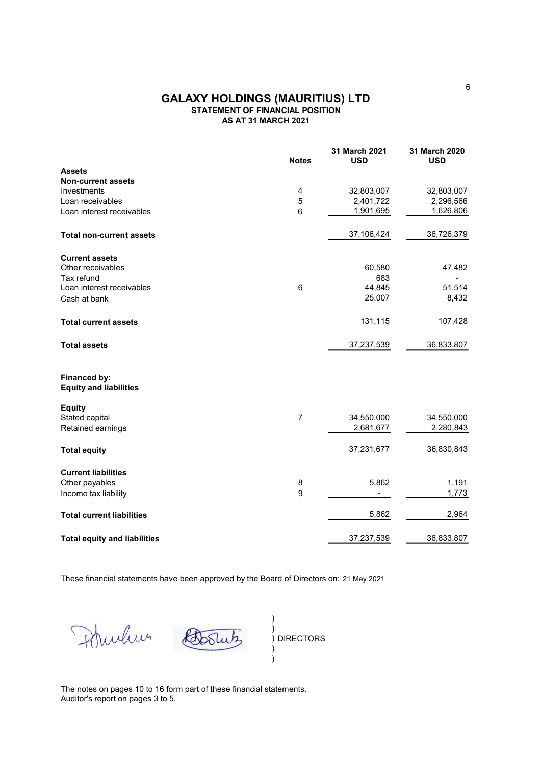# GALAXY HOLDINGS (MAURITIUS) LTD

## STATEMENT OF FINANCIAL POSITION

### AS AT 31 MARCH 2021

| | Notes | 31 March 2021 USD | 31 March 2020 USD |
|---|---|---|---|
| **Assets** | | | |
| **Non-current assets** | | | |
| Investments | 4 | 32,803,007 | 32,803,007 |
| Loan receivables | 5 | 2,401,722 | 2,296,566 |
| Loan interest receivables | 6 | 1,901,695 | 1,626,806 |
| **Total non-current assets** | | 37,106,424 | 36,726,379 |
| **Current assets** | | | |
| Other receivables | | 60,580 | 47,482 |
| Tax refund | | 683 | - |
| Loan interest receivables | 6 | 44,845 | 51,514 |
| Cash at bank | | 25,007 | 8,432 |
| **Total current assets** | | 131,115 | 107,428 |
| **Total assets** | | 37,237,539 | 36,833,807 |
| **Financed by:** | | | |
| **Equity and liabilities** | | | |
| **Equity** | | | |
| Stated capital | 7 | 34,550,000 | 34,550,000 |
| Retained earnings | | 2,681,677 | 2,280,843 |
| **Total equity** | | 37,231,677 | 36,830,843 |
| **Current liabilities** | | | |
| Other payables | 8 | 5,862 | 1,191 |
| Income tax liability | 9 | - | 1,773 |
| **Total current liabilities** | | 5,862 | 2,964 |
| **Total equity and liabilities** | | 37,237,539 | 36,833,807 |

These financial statements have been approved by the Board of Directors on: 21 May 2021

) DIRECTORS

The notes on pages 10 to 16 form part of these financial statements.
Auditor's report on pages 3 to 5.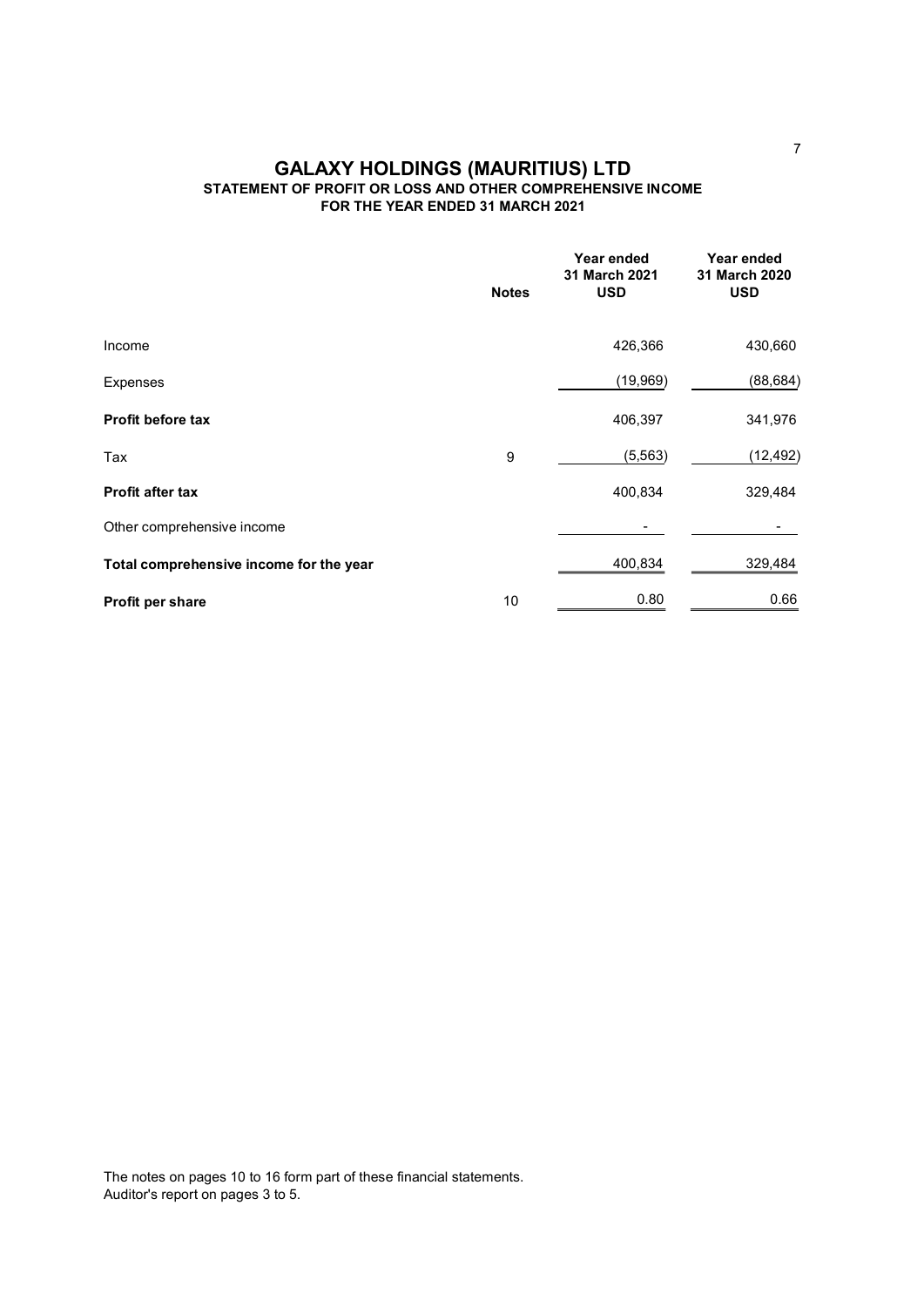# GALAXY HOLDINGS (MAURITIUS) LTD

## STATEMENT OF PROFIT OR LOSS AND OTHER COMPREHENSIVE INCOME

### FOR THE YEAR ENDED 31 MARCH 2021

| | Notes | Year ended 31 March 2021 USD | Year ended 31 March 2020 USD |
|---|---|---|---|
| Income | | 426,366 | 430,660 |
| Expenses | | (19,969) | (88,684) |
| **Profit before tax** | | 406,397 | 341,976 |
| Tax | 9 | (5,563) | (12,492) |
| **Profit after tax** | | 400,834 | 329,484 |
| Other comprehensive income | | - | - |
| **Total comprehensive income for the year** | | 400,834 | 329,484 |
| **Profit per share** | 10 | 0.80 | 0.66 |

The notes on pages 10 to 16 form part of these financial statements.
Auditor's report on pages 3 to 5.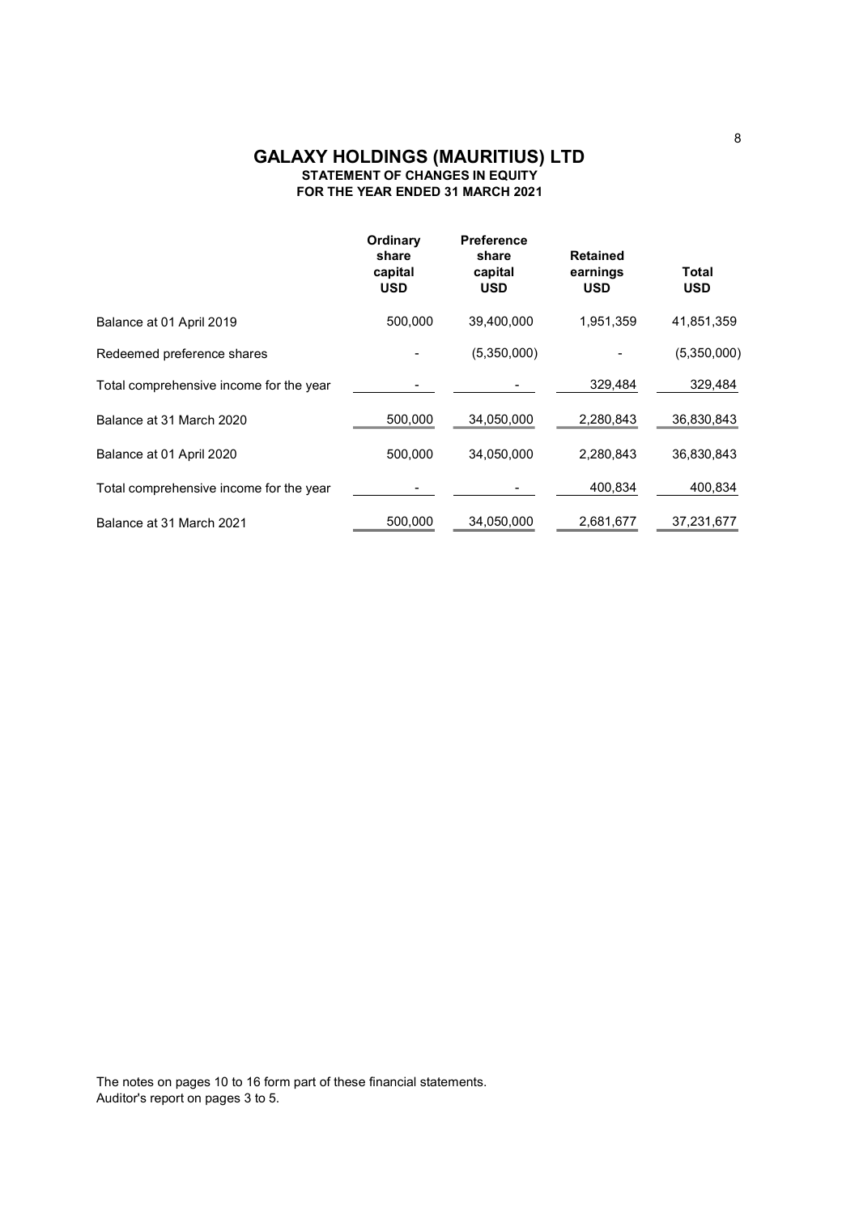# GALAXY HOLDINGS (MAURITIUS) LTD

## STATEMENT OF CHANGES IN EQUITY

### FOR THE YEAR ENDED 31 MARCH 2021

| | Ordinary share capital USD | Preference share capital USD | Retained earnings USD | Total USD |
|---|---|---|---|---|
| Balance at 01 April 2019 | 500,000 | 39,400,000 | 1,951,359 | 41,851,359 |
| Redeemed preference shares | - | (5,350,000) | - | (5,350,000) |
| Total comprehensive income for the year | - | - | 329,484 | 329,484 |
| Balance at 31 March 2020 | 500,000 | 34,050,000 | 2,280,843 | 36,830,843 |
| Balance at 01 April 2020 | 500,000 | 34,050,000 | 2,280,843 | 36,830,843 |
| Total comprehensive income for the year | - | - | 400,834 | 400,834 |
| Balance at 31 March 2021 | 500,000 | 34,050,000 | 2,681,677 | 37,231,677 |

The notes on pages 10 to 16 form part of these financial statements.
Auditor's report on pages 3 to 5.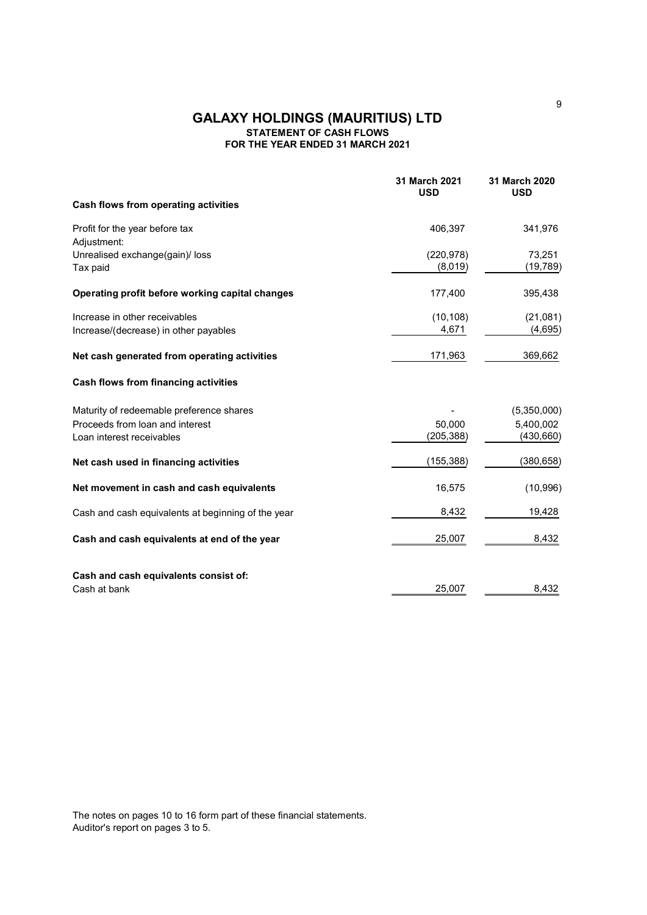# GALAXY HOLDINGS (MAURITIUS) LTD

## STATEMENT OF CASH FLOWS

### FOR THE YEAR ENDED 31 MARCH 2021

| | 31 March 2021 USD | 31 March 2020 USD |
|---|---|---|
| **Cash flows from operating activities** | | |
| Profit for the year before tax | 406,397 | 341,976 |
| Adjustment: | | |
| Unrealised exchange(gain)/ loss | (220,978) | 73,251 |
| Tax paid | (8,019) | (19,789) |
| **Operating profit before working capital changes** | 177,400 | 395,438 |
| Increase in other receivables | (10,108) | (21,081) |
| Increase/(decrease) in other payables | 4,671 | (4,695) |
| **Net cash generated from operating activities** | 171,963 | 369,662 |
| **Cash flows from financing activities** | | |
| Maturity of redeemable preference shares | - | (5,350,000) |
| Proceeds from loan and interest | 50,000 | 5,400,002 |
| Loan interest receivables | (205,388) | (430,660) |
| **Net cash used in financing activities** | (155,388) | (380,658) |
| **Net movement in cash and cash equivalents** | 16,575 | (10,996) |
| Cash and cash equivalents at beginning of the year | 8,432 | 19,428 |
| **Cash and cash equivalents at end of the year** | 25,007 | 8,432 |
| **Cash and cash equivalents consist of:** | | |
| Cash at bank | 25,007 | 8,432 |

The notes on pages 10 to 16 form part of these financial statements.
Auditor's report on pages 3 to 5.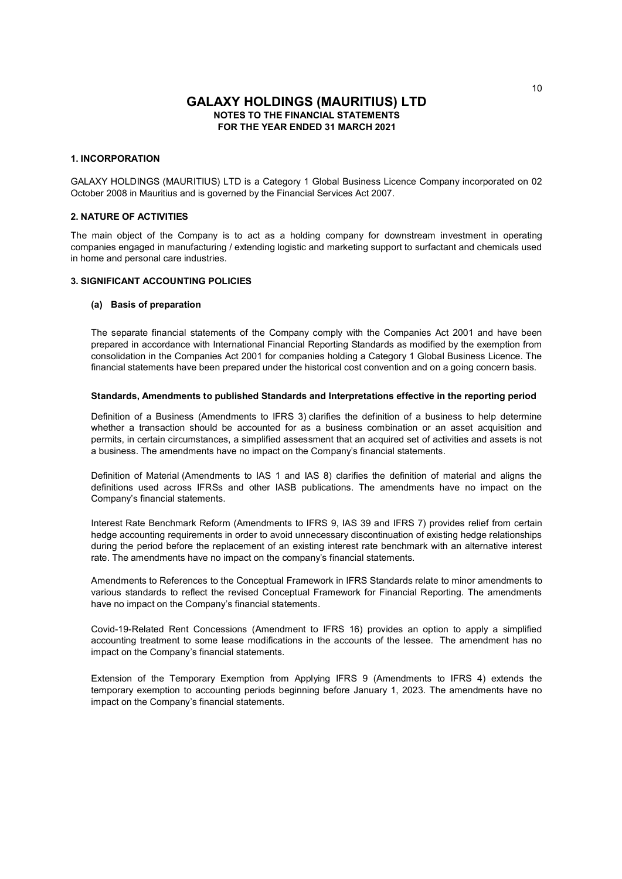# GALAXY HOLDINGS (MAURITIUS) LTD

## NOTES TO THE FINANCIAL STATEMENTS
## FOR THE YEAR ENDED 31 MARCH 2021

### 1. INCORPORATION

GALAXY HOLDINGS (MAURITIUS) LTD is a Category 1 Global Business Licence Company incorporated on 02 October 2008 in Mauritius and is governed by the Financial Services Act 2007.

### 2. NATURE OF ACTIVITIES

The main object of the Company is to act as a holding company for downstream investment in operating companies engaged in manufacturing / extending logistic and marketing support to surfactant and chemicals used in home and personal care industries.

### 3. SIGNIFICANT ACCOUNTING POLICIES

#### (a) Basis of preparation

The separate financial statements of the Company comply with the Companies Act 2001 and have been prepared in accordance with International Financial Reporting Standards as modified by the exemption from consolidation in the Companies Act 2001 for companies holding a Category 1 Global Business Licence. The financial statements have been prepared under the historical cost convention and on a going concern basis.

**Standards, Amendments to published Standards and Interpretations effective in the reporting period**

Definition of a Business (Amendments to IFRS 3) clarifies the definition of a business to help determine whether a transaction should be accounted for as a business combination or an asset acquisition and permits, in certain circumstances, a simplified assessment that an acquired set of activities and assets is not a business. The amendments have no impact on the Company's financial statements.

Definition of Material (Amendments to IAS 1 and IAS 8) clarifies the definition of material and aligns the definitions used across IFRSs and other IASB publications. The amendments have no impact on the Company's financial statements.

Interest Rate Benchmark Reform (Amendments to IFRS 9, IAS 39 and IFRS 7) provides relief from certain hedge accounting requirements in order to avoid unnecessary discontinuation of existing hedge relationships during the period before the replacement of an existing interest rate benchmark with an alternative interest rate. The amendments have no impact on the company's financial statements.

Amendments to References to the Conceptual Framework in IFRS Standards relate to minor amendments to various standards to reflect the revised Conceptual Framework for Financial Reporting. The amendments have no impact on the Company's financial statements.

Covid-19-Related Rent Concessions (Amendment to IFRS 16) provides an option to apply a simplified accounting treatment to some lease modifications in the accounts of the lessee. The amendment has no impact on the Company's financial statements.

Extension of the Temporary Exemption from Applying IFRS 9 (Amendments to IFRS 4) extends the temporary exemption to accounting periods beginning before January 1, 2023. The amendments have no impact on the Company's financial statements.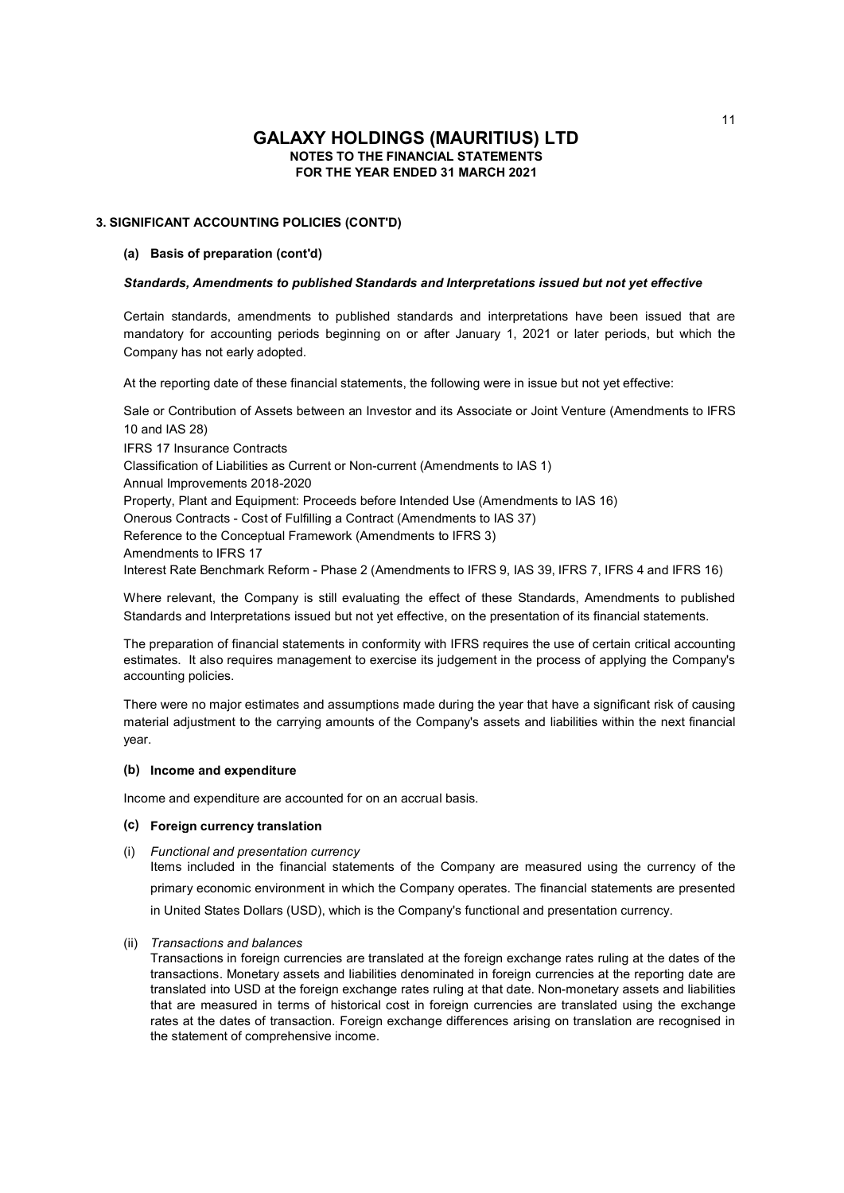# GALAXY HOLDINGS (MAURITIUS) LTD
## NOTES TO THE FINANCIAL STATEMENTS
## FOR THE YEAR ENDED 31 MARCH 2021

### 3. SIGNIFICANT ACCOUNTING POLICIES (CONT'D)

#### (a) Basis of preparation (cont'd)

***Standards, Amendments to published Standards and Interpretations issued but not yet effective***

Certain standards, amendments to published standards and interpretations have been issued that are mandatory for accounting periods beginning on or after January 1, 2021 or later periods, but which the Company has not early adopted.

At the reporting date of these financial statements, the following were in issue but not yet effective:

Sale or Contribution of Assets between an Investor and its Associate or Joint Venture (Amendments to IFRS 10 and IAS 28)
IFRS 17 Insurance Contracts
Classification of Liabilities as Current or Non-current (Amendments to IAS 1)
Annual Improvements 2018-2020
Property, Plant and Equipment: Proceeds before Intended Use (Amendments to IAS 16)
Onerous Contracts - Cost of Fulfilling a Contract (Amendments to IAS 37)
Reference to the Conceptual Framework (Amendments to IFRS 3)
Amendments to IFRS 17
Interest Rate Benchmark Reform - Phase 2 (Amendments to IFRS 9, IAS 39, IFRS 7, IFRS 4 and IFRS 16)

Where relevant, the Company is still evaluating the effect of these Standards, Amendments to published Standards and Interpretations issued but not yet effective, on the presentation of its financial statements.

The preparation of financial statements in conformity with IFRS requires the use of certain critical accounting estimates. It also requires management to exercise its judgement in the process of applying the Company's accounting policies.

There were no major estimates and assumptions made during the year that have a significant risk of causing material adjustment to the carrying amounts of the Company's assets and liabilities within the next financial year.

#### (b) Income and expenditure

Income and expenditure are accounted for on an accrual basis.

#### (c) Foreign currency translation

(i) *Functional and presentation currency*
Items included in the financial statements of the Company are measured using the currency of the primary economic environment in which the Company operates. The financial statements are presented in United States Dollars (USD), which is the Company's functional and presentation currency.

(ii) *Transactions and balances*
Transactions in foreign currencies are translated at the foreign exchange rates ruling at the dates of the transactions. Monetary assets and liabilities denominated in foreign currencies at the reporting date are translated into USD at the foreign exchange rates ruling at that date. Non-monetary assets and liabilities that are measured in terms of historical cost in foreign currencies are translated using the exchange rates at the dates of transaction. Foreign exchange differences arising on translation are recognised in the statement of comprehensive income.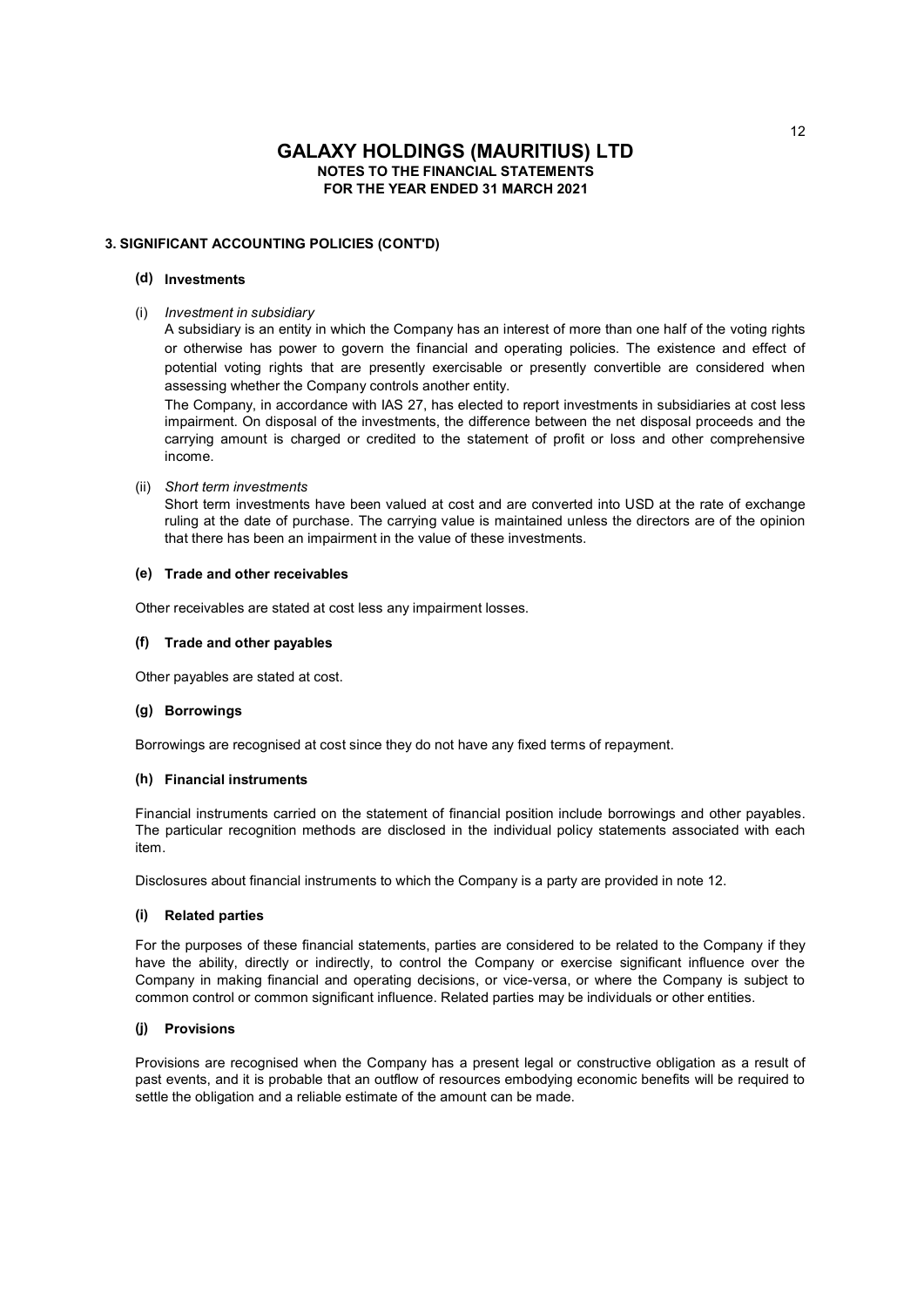# GALAXY HOLDINGS (MAURITIUS) LTD

## NOTES TO THE FINANCIAL STATEMENTS
## FOR THE YEAR ENDED 31 MARCH 2021

### 3. SIGNIFICANT ACCOUNTING POLICIES (CONT'D)

#### (d) Investments

(i) *Investment in subsidiary*

A subsidiary is an entity in which the Company has an interest of more than one half of the voting rights or otherwise has power to govern the financial and operating policies. The existence and effect of potential voting rights that are presently exercisable or presently convertible are considered when assessing whether the Company controls another entity.

The Company, in accordance with IAS 27, has elected to report investments in subsidiaries at cost less impairment. On disposal of the investments, the difference between the net disposal proceeds and the carrying amount is charged or credited to the statement of profit or loss and other comprehensive income.

(ii) *Short term investments*

Short term investments have been valued at cost and are converted into USD at the rate of exchange ruling at the date of purchase. The carrying value is maintained unless the directors are of the opinion that there has been an impairment in the value of these investments.

#### (e) Trade and other receivables

Other receivables are stated at cost less any impairment losses.

#### (f) Trade and other payables

Other payables are stated at cost.

#### (g) Borrowings

Borrowings are recognised at cost since they do not have any fixed terms of repayment.

#### (h) Financial instruments

Financial instruments carried on the statement of financial position include borrowings and other payables. The particular recognition methods are disclosed in the individual policy statements associated with each item.

Disclosures about financial instruments to which the Company is a party are provided in note 12.

#### (i) Related parties

For the purposes of these financial statements, parties are considered to be related to the Company if they have the ability, directly or indirectly, to control the Company or exercise significant influence over the Company in making financial and operating decisions, or vice-versa, or where the Company is subject to common control or common significant influence. Related parties may be individuals or other entities.

#### (j) Provisions

Provisions are recognised when the Company has a present legal or constructive obligation as a result of past events, and it is probable that an outflow of resources embodying economic benefits will be required to settle the obligation and a reliable estimate of the amount can be made.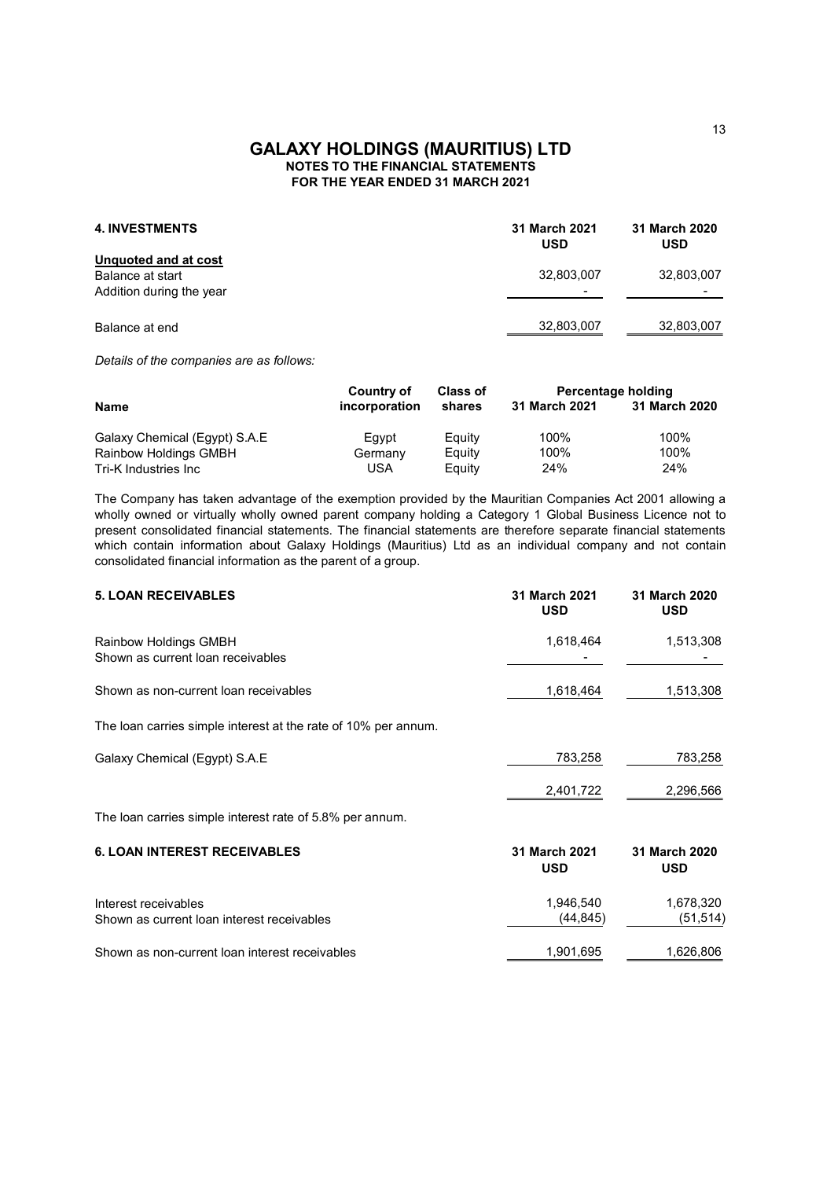# GALAXY HOLDINGS (MAURITIUS) LTD
## NOTES TO THE FINANCIAL STATEMENTS
## FOR THE YEAR ENDED 31 MARCH 2021

| **4. INVESTMENTS** | **31 March 2021 USD** | **31 March 2020 USD** |
|---|---|---|
| **Unquoted and at cost** | | |
| Balance at start | 32,803,007 | 32,803,007 |
| Addition during the year | - | - |
| Balance at end | 32,803,007 | 32,803,007 |

*Details of the companies are as follows:*

| **Name** | **Country of incorporation** | **Class of shares** | **Percentage holding 31 March 2021** | **Percentage holding 31 March 2020** |
|---|---|---|---|---|
| Galaxy Chemical (Egypt) S.A.E | Egypt | Equity | 100% | 100% |
| Rainbow Holdings GMBH | Germany | Equity | 100% | 100% |
| Tri-K Industries Inc | USA | Equity | 24% | 24% |

The Company has taken advantage of the exemption provided by the Mauritian Companies Act 2001 allowing a wholly owned or virtually wholly owned parent company holding a Category 1 Global Business Licence not to present consolidated financial statements. The financial statements are therefore separate financial statements which contain information about Galaxy Holdings (Mauritius) Ltd as an individual company and not contain consolidated financial information as the parent of a group.

| **5. LOAN RECEIVABLES** | **31 March 2021 USD** | **31 March 2020 USD** |
|---|---|---|
| Rainbow Holdings GMBH | 1,618,464 | 1,513,308 |
| Shown as current loan receivables | - | - |
| Shown as non-current loan receivables | 1,618,464 | 1,513,308 |
| The loan carries simple interest at the rate of 10% per annum. | | |
| Galaxy Chemical (Egypt) S.A.E | 783,258 | 783,258 |
| | 2,401,722 | 2,296,566 |

The loan carries simple interest rate of 5.8% per annum.

| **6. LOAN INTEREST RECEIVABLES** | **31 March 2021 USD** | **31 March 2020 USD** |
|---|---|---|
| Interest receivables | 1,946,540 | 1,678,320 |
| Shown as current loan interest receivables | (44,845) | (51,514) |
| Shown as non-current loan interest receivables | 1,901,695 | 1,626,806 |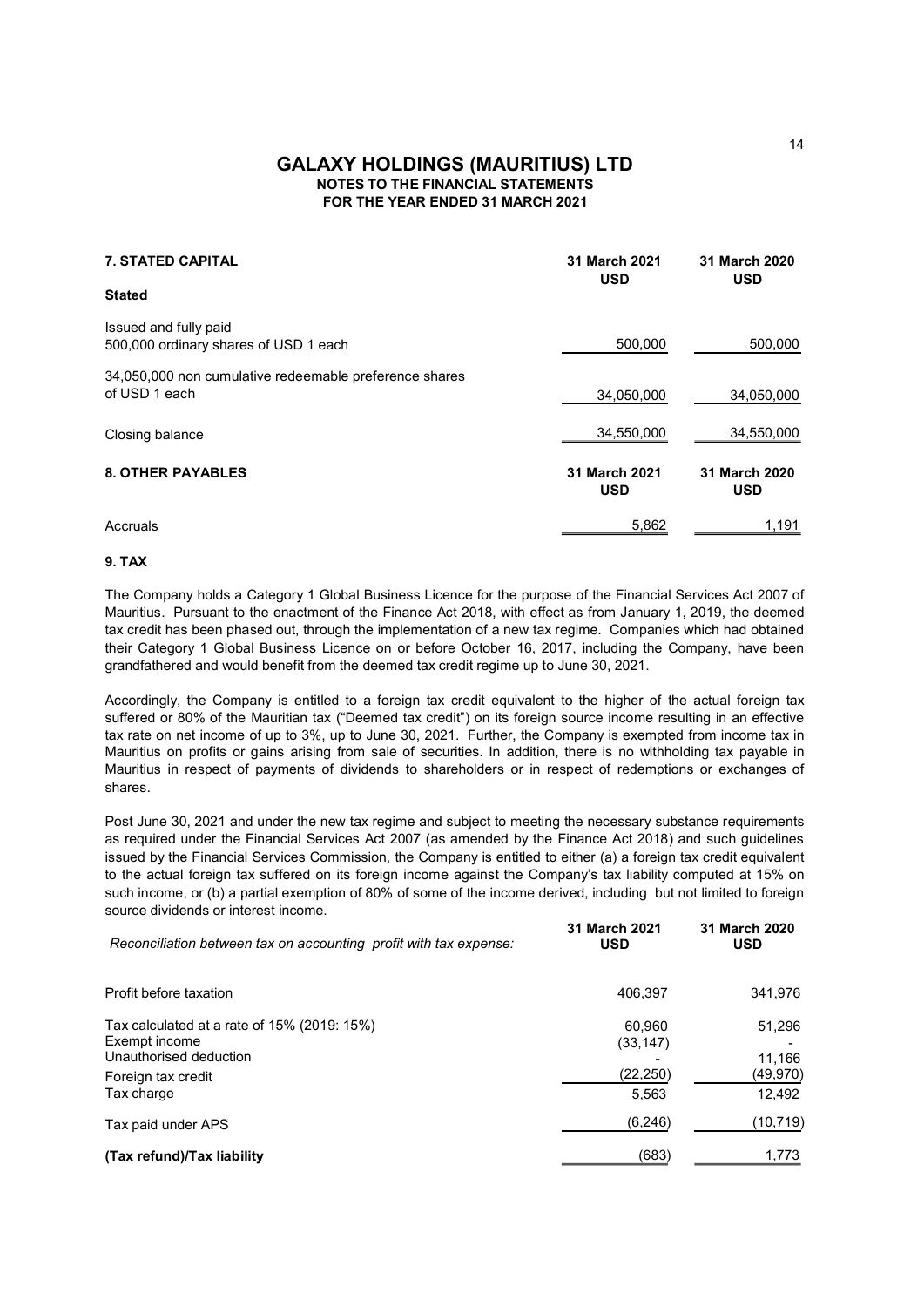# GALAXY HOLDINGS (MAURITIUS) LTD

**NOTES TO THE FINANCIAL STATEMENTS**
**FOR THE YEAR ENDED 31 MARCH 2021**

| **7. STATED CAPITAL** | **31 March 2021 USD** | **31 March 2020 USD** |
|---|---|---|
| **Stated** | | |
| Issued and fully paid<br>500,000 ordinary shares of USD 1 each | 500,000 | 500,000 |
| 34,050,000 non cumulative redeemable preference shares of USD 1 each | 34,050,000 | 34,050,000 |
| Closing balance | 34,550,000 | 34,550,000 |

| **8. OTHER PAYABLES** | **31 March 2021 USD** | **31 March 2020 USD** |
|---|---|---|
| Accruals | 5,862 | 1,191 |

**9. TAX**

The Company holds a Category 1 Global Business Licence for the purpose of the Financial Services Act 2007 of Mauritius. Pursuant to the enactment of the Finance Act 2018, with effect as from January 1, 2019, the deemed tax credit has been phased out, through the implementation of a new tax regime. Companies which had obtained their Category 1 Global Business Licence on or before October 16, 2017, including the Company, have been grandfathered and would benefit from the deemed tax credit regime up to June 30, 2021.

Accordingly, the Company is entitled to a foreign tax credit equivalent to the higher of the actual foreign tax suffered or 80% of the Mauritian tax ("Deemed tax credit") on its foreign source income resulting in an effective tax rate on net income of up to 3%, up to June 30, 2021. Further, the Company is exempted from income tax in Mauritius on profits or gains arising from sale of securities. In addition, there is no withholding tax payable in Mauritius in respect of payments of dividends to shareholders or in respect of redemptions or exchanges of shares.

Post June 30, 2021 and under the new tax regime and subject to meeting the necessary substance requirements as required under the Financial Services Act 2007 (as amended by the Finance Act 2018) and such guidelines issued by the Financial Services Commission, the Company is entitled to either (a) a foreign tax credit equivalent to the actual foreign tax suffered on its foreign income against the Company's tax liability computed at 15% on such income, or (b) a partial exemption of 80% of some of the income derived, including but not limited to foreign source dividends or interest income.

| *Reconciliation between tax on accounting profit with tax expense:* | **31 March 2021 USD** | **31 March 2020 USD** |
|---|---|---|
| Profit before taxation | 406,397 | 341,976 |
| Tax calculated at a rate of 15% (2019: 15%) | 60,960 | 51,296 |
| Exempt income | (33,147) | - |
| Unauthorised deduction | - | 11,166 |
| Foreign tax credit | (22,250) | (49,970) |
| Tax charge | 5,563 | 12,492 |
| Tax paid under APS | (6,246) | (10,719) |
| **(Tax refund)/Tax liability** | (683) | 1,773 |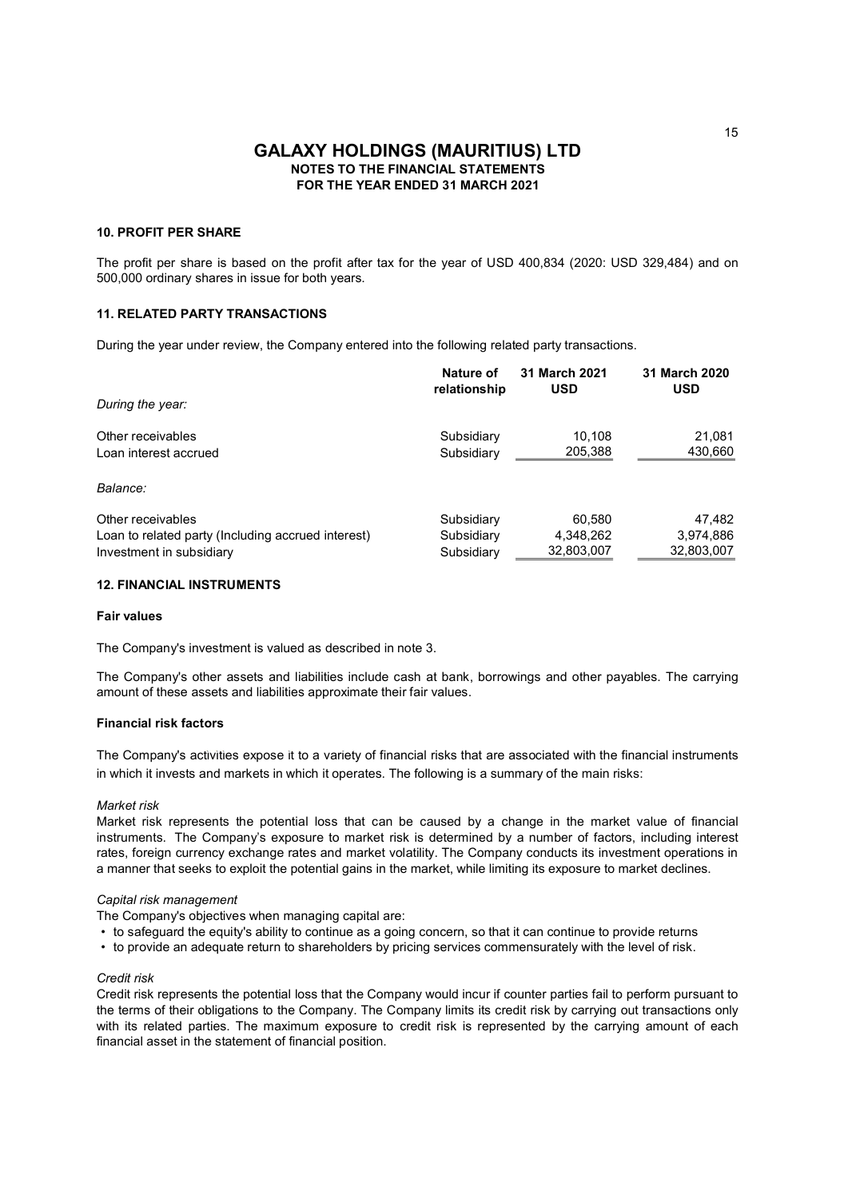# GALAXY HOLDINGS (MAURITIUS) LTD

**NOTES TO THE FINANCIAL STATEMENTS**
**FOR THE YEAR ENDED 31 MARCH 2021**

## 10. PROFIT PER SHARE

The profit per share is based on the profit after tax for the year of USD 400,834 (2020: USD 329,484) and on 500,000 ordinary shares in issue for both years.

## 11. RELATED PARTY TRANSACTIONS

During the year under review, the Company entered into the following related party transactions.

| | Nature of relationship | 31 March 2021 USD | 31 March 2020 USD |
|---|---|---|---|
| *During the year:* | | | |
| Other receivables | Subsidiary | 10,108 | 21,081 |
| Loan interest accrued | Subsidiary | 205,388 | 430,660 |
| *Balance:* | | | |
| Other receivables | Subsidiary | 60,580 | 47,482 |
| Loan to related party (Including accrued interest) | Subsidiary | 4,348,262 | 3,974,886 |
| Investment in subsidiary | Subsidiary | 32,803,007 | 32,803,007 |

## 12. FINANCIAL INSTRUMENTS

### Fair values

The Company's investment is valued as described in note 3.

The Company's other assets and liabilities include cash at bank, borrowings and other payables. The carrying amount of these assets and liabilities approximate their fair values.

### Financial risk factors

The Company's activities expose it to a variety of financial risks that are associated with the financial instruments in which it invests and markets in which it operates. The following is a summary of the main risks:

*Market risk*

Market risk represents the potential loss that can be caused by a change in the market value of financial instruments. The Company's exposure to market risk is determined by a number of factors, including interest rates, foreign currency exchange rates and market volatility. The Company conducts its investment operations in a manner that seeks to exploit the potential gains in the market, while limiting its exposure to market declines.

*Capital risk management*

The Company's objectives when managing capital are:

- to safeguard the equity's ability to continue as a going concern, so that it can continue to provide returns
- to provide an adequate return to shareholders by pricing services commensurately with the level of risk.

*Credit risk*

Credit risk represents the potential loss that the Company would incur if counter parties fail to perform pursuant to the terms of their obligations to the Company. The Company limits its credit risk by carrying out transactions only with its related parties. The maximum exposure to credit risk is represented by the carrying amount of each financial asset in the statement of financial position.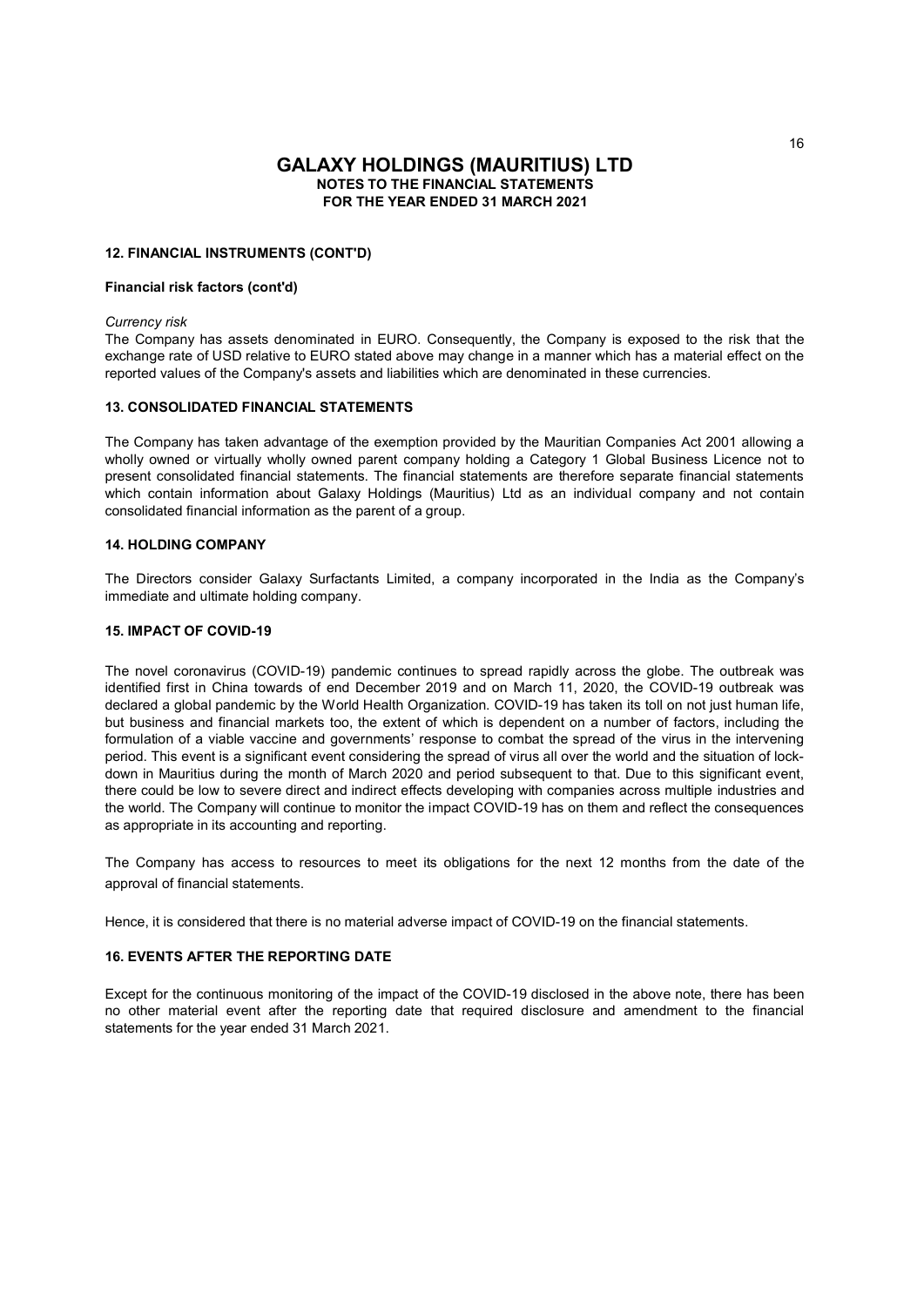# GALAXY HOLDINGS (MAURITIUS) LTD

**NOTES TO THE FINANCIAL STATEMENTS**
**FOR THE YEAR ENDED 31 MARCH 2021**

## 12. FINANCIAL INSTRUMENTS (CONT'D)

### Financial risk factors (cont'd)

*Currency risk*

The Company has assets denominated in EURO. Consequently, the Company is exposed to the risk that the exchange rate of USD relative to EURO stated above may change in a manner which has a material effect on the reported values of the Company's assets and liabilities which are denominated in these currencies.

## 13. CONSOLIDATED FINANCIAL STATEMENTS

The Company has taken advantage of the exemption provided by the Mauritian Companies Act 2001 allowing a wholly owned or virtually wholly owned parent company holding a Category 1 Global Business Licence not to present consolidated financial statements. The financial statements are therefore separate financial statements which contain information about Galaxy Holdings (Mauritius) Ltd as an individual company and not contain consolidated financial information as the parent of a group.

## 14. HOLDING COMPANY

The Directors consider Galaxy Surfactants Limited, a company incorporated in the India as the Company's immediate and ultimate holding company.

## 15. IMPACT OF COVID-19

The novel coronavirus (COVID-19) pandemic continues to spread rapidly across the globe. The outbreak was identified first in China towards of end December 2019 and on March 11, 2020, the COVID-19 outbreak was declared a global pandemic by the World Health Organization. COVID-19 has taken its toll on not just human life, but business and financial markets too, the extent of which is dependent on a number of factors, including the formulation of a viable vaccine and governments' response to combat the spread of the virus in the intervening period. This event is a significant event considering the spread of virus all over the world and the situation of lock-down in Mauritius during the month of March 2020 and period subsequent to that. Due to this significant event, there could be low to severe direct and indirect effects developing with companies across multiple industries and the world. The Company will continue to monitor the impact COVID-19 has on them and reflect the consequences as appropriate in its accounting and reporting.

The Company has access to resources to meet its obligations for the next 12 months from the date of the approval of financial statements.

Hence, it is considered that there is no material adverse impact of COVID-19 on the financial statements.

## 16. EVENTS AFTER THE REPORTING DATE

Except for the continuous monitoring of the impact of the COVID-19 disclosed in the above note, there has been no other material event after the reporting date that required disclosure and amendment to the financial statements for the year ended 31 March 2021.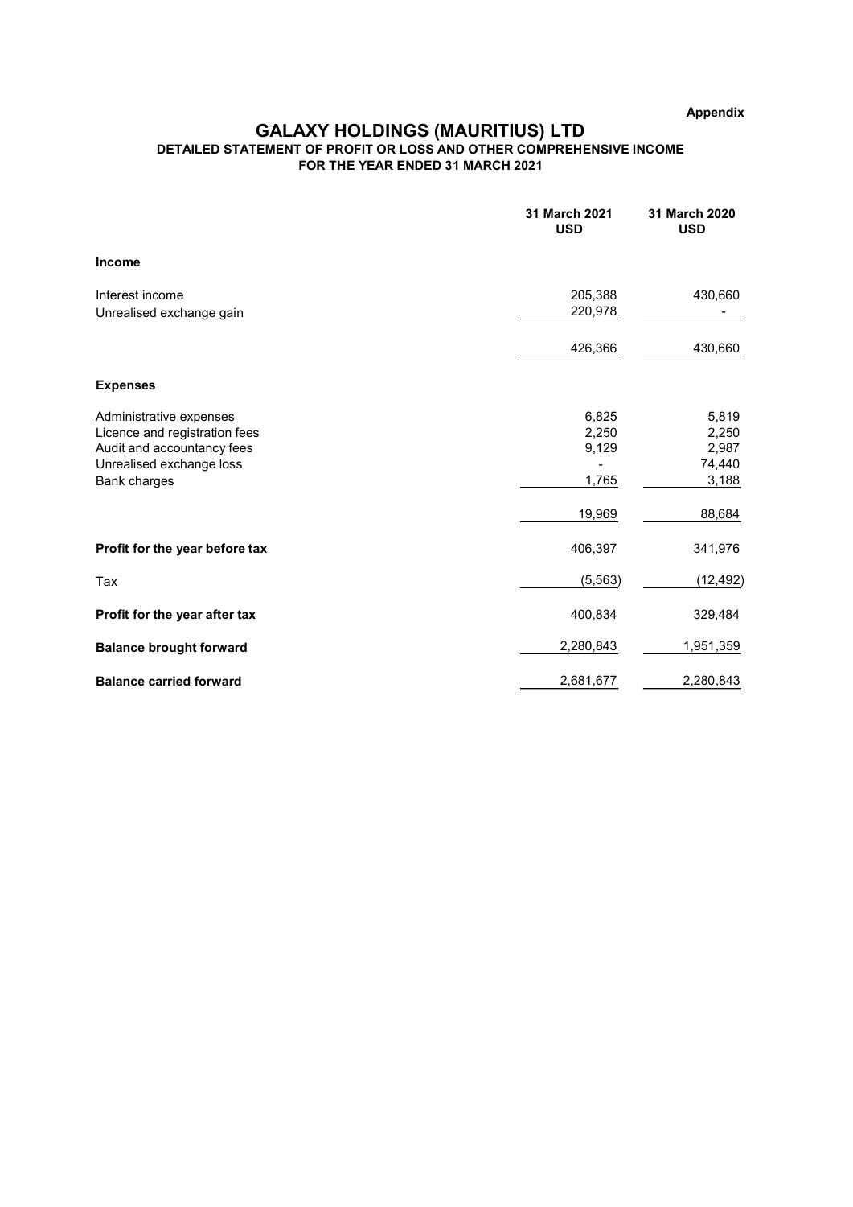**Appendix**

# GALAXY HOLDINGS (MAURITIUS) LTD

## DETAILED STATEMENT OF PROFIT OR LOSS AND OTHER COMPREHENSIVE INCOME FOR THE YEAR ENDED 31 MARCH 2021

| | 31 March 2021 USD | 31 March 2020 USD |
|---|---|---|
| **Income** | | |
| Interest income | 205,388 | 430,660 |
| Unrealised exchange gain | 220,978 | - |
| | 426,366 | 430,660 |
| **Expenses** | | |
| Administrative expenses | 6,825 | 5,819 |
| Licence and registration fees | 2,250 | 2,250 |
| Audit and accountancy fees | 9,129 | 2,987 |
| Unrealised exchange loss | - | 74,440 |
| Bank charges | 1,765 | 3,188 |
| | 19,969 | 88,684 |
| **Profit for the year before tax** | 406,397 | 341,976 |
| Tax | (5,563) | (12,492) |
| **Profit for the year after tax** | 400,834 | 329,484 |
| **Balance brought forward** | 2,280,843 | 1,951,359 |
| **Balance carried forward** | 2,681,677 | 2,280,843 |